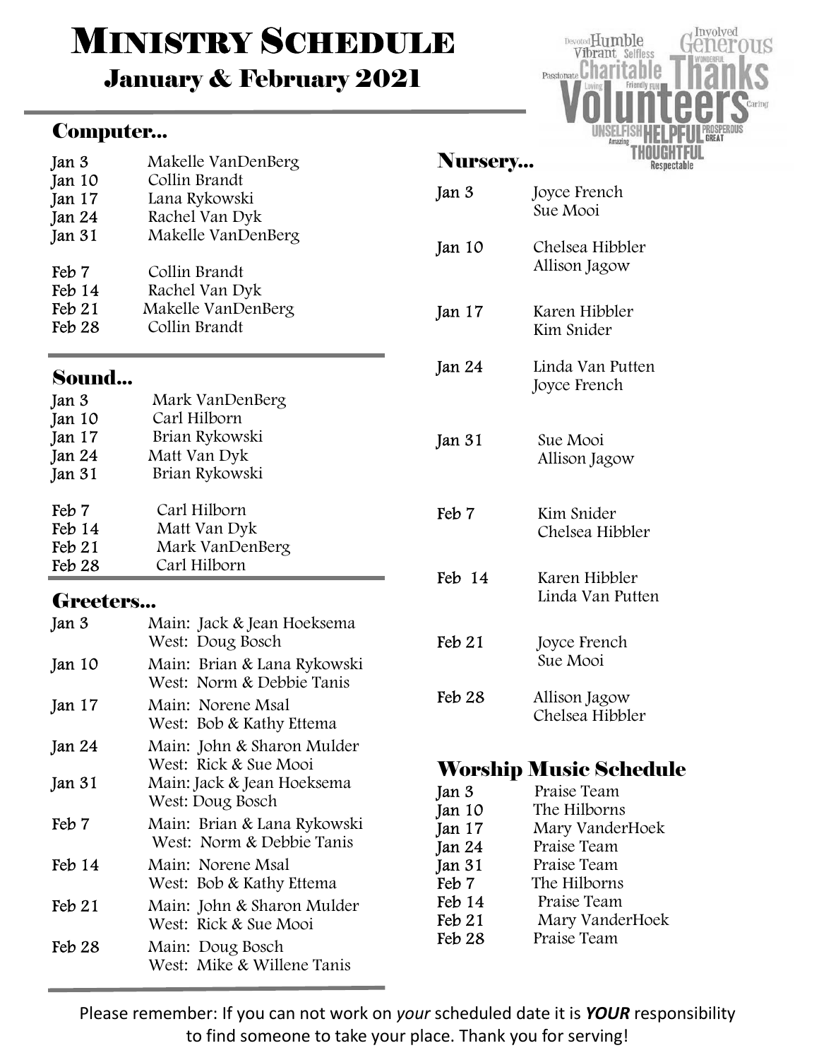# Ministry Schedule

## January & February 2021

### Computer...

| | |
|---|---|
| Jan 3 | Makelle VanDenBerg |
| Jan 10 | Collin Brandt |
| Jan 17 | Lana Rykowski |
| Jan 24 | Rachel Van Dyk |
| Jan 31 | Makelle VanDenBerg |
| Feb 7 | Collin Brandt |
| Feb 14 | Rachel Van Dyk |
| Feb 21 | Makelle VanDenBerg |
| Feb 28 | Collin Brandt |

### Sound...

| | |
|---|---|
| Jan 3 | Mark VanDenBerg |
| Jan 10 | Carl Hilborn |
| Jan 17 | Brian Rykowski |
| Jan 24 | Matt Van Dyk |
| Jan 31 | Brian Rykowski |
| Feb 7 | Carl Hilborn |
| Feb 14 | Matt Van Dyk |
| Feb 21 | Mark VanDenBerg |
| Feb 28 | Carl Hilborn |

### Greeters...

| | |
|---|---|
| Jan 3 | Main: Jack & Jean Hoeksema<br>West: Doug Bosch |
| Jan 10 | Main: Brian & Lana Rykowski<br>West: Norm & Debbie Tanis |
| Jan 17 | Main: Norene Msal<br>West: Bob & Kathy Ettema |
| Jan 24 | Main: John & Sharon Mulder<br>West: Rick & Sue Mooi |
| Jan 31 | Main: Jack & Jean Hoeksema<br>West: Doug Bosch |
| Feb 7 | Main: Brian & Lana Rykowski<br>West: Norm & Debbie Tanis |
| Feb 14 | Main: Norene Msal<br>West: Bob & Kathy Ettema |
| Feb 21 | Main: John & Sharon Mulder<br>West: Rick & Sue Mooi |
| Feb 28 | Main: Doug Bosch<br>West: Mike & Willene Tanis |

### Nursery...

| | |
|---|---|
| Jan 3 | Joyce French<br>Sue Mooi |
| Jan 10 | Chelsea Hibbler<br>Allison Jagow |
| Jan 17 | Karen Hibbler<br>Kim Snider |
| Jan 24 | Linda Van Putten<br>Joyce French |
| Jan 31 | Sue Mooi<br>Allison Jagow |
| Feb 7 | Kim Snider<br>Chelsea Hibbler |
| Feb 14 | Karen Hibbler<br>Linda Van Putten |
| Feb 21 | Joyce French<br>Sue Mooi |
| Feb 28 | Allison Jagow<br>Chelsea Hibbler |

### Worship Music Schedule

| | |
|---|---|
| Jan 3 | Praise Team |
| Jan 10 | The Hilborns |
| Jan 17 | Mary VanderHoek |
| Jan 24 | Praise Team |
| Jan 31 | Praise Team |
| Feb 7 | The Hilborns |
| Feb 14 | Praise Team |
| Feb 21 | Mary VanderHoek |
| Feb 28 | Praise Team |

Please remember: If you can not work on *your* scheduled date it is ***YOUR*** responsibility to find someone to take your place. Thank you for serving!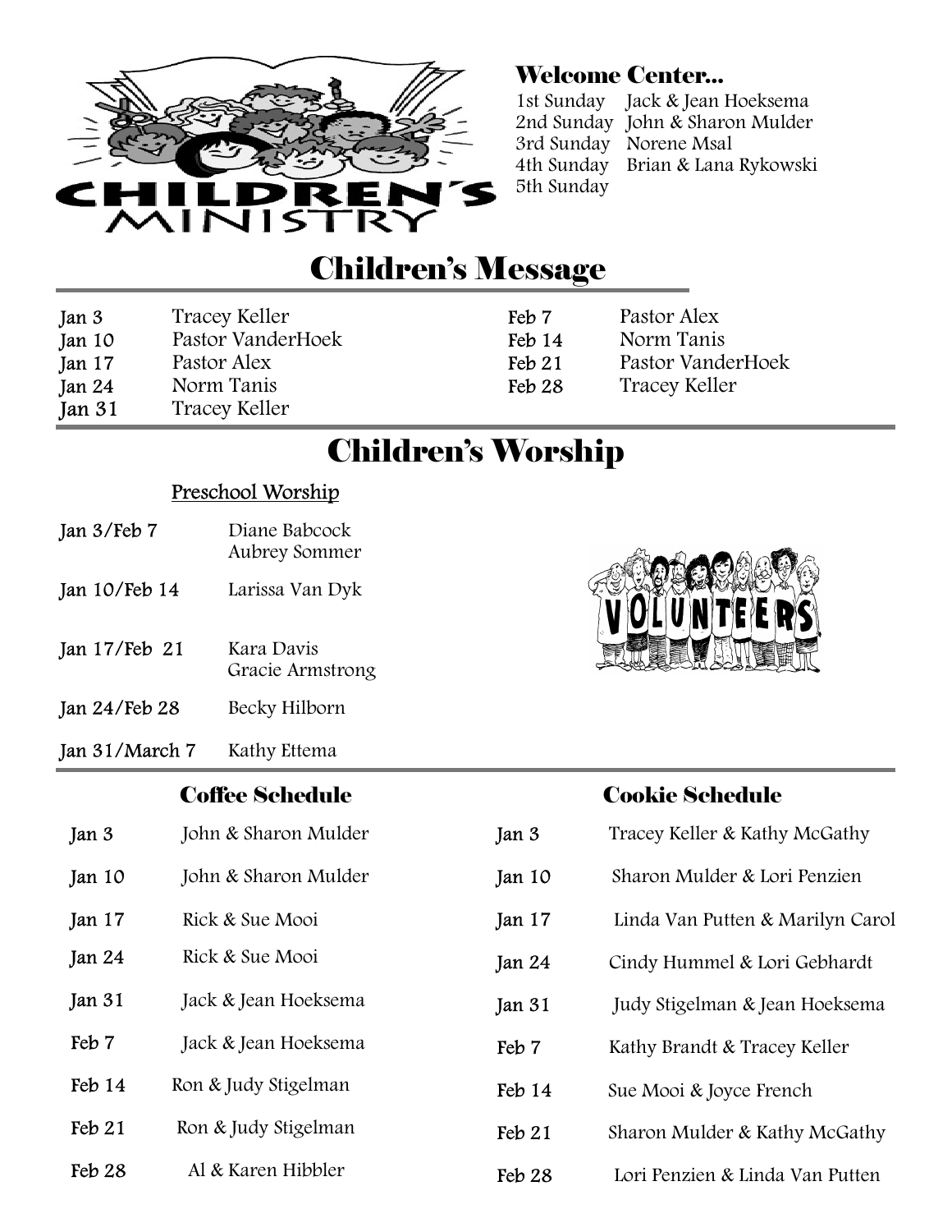## Welcome Center...

| | |
|---|---|
| 1st Sunday | Jack & Jean Hoeksema |
| 2nd Sunday | John & Sharon Mulder |
| 3rd Sunday | Norene Msal |
| 4th Sunday | Brian & Lana Rykowski |
| 5th Sunday | |

# Children's Message

| | | | |
|---|---|---|---|
| Jan 3 | Tracey Keller | Feb 7 | Pastor Alex |
| Jan 10 | Pastor VanderHoek | Feb 14 | Norm Tanis |
| Jan 17 | Pastor Alex | Feb 21 | Pastor VanderHoek |
| Jan 24 | Norm Tanis | Feb 28 | Tracey Keller |
| Jan 31 | Tracey Keller | | |

# Children's Worship

### Preschool Worship

| | |
|---|---|
| Jan 3/Feb 7 | Diane Babcock<br>Aubrey Sommer |
| Jan 10/Feb 14 | Larissa Van Dyk |
| Jan 17/Feb 21 | Kara Davis<br>Gracie Armstrong |
| Jan 24/Feb 28 | Becky Hilborn |
| Jan 31/March 7 | Kathy Ettema |

### Coffee Schedule

| | |
|---|---|
| Jan 3 | John & Sharon Mulder |
| Jan 10 | John & Sharon Mulder |
| Jan 17 | Rick & Sue Mooi |
| Jan 24 | Rick & Sue Mooi |
| Jan 31 | Jack & Jean Hoeksema |
| Feb 7 | Jack & Jean Hoeksema |
| Feb 14 | Ron & Judy Stigelman |
| Feb 21 | Ron & Judy Stigelman |
| Feb 28 | Al & Karen Hibbler |

### Cookie Schedule

| | |
|---|---|
| Jan 3 | Tracey Keller & Kathy McGathy |
| Jan 10 | Sharon Mulder & Lori Penzien |
| Jan 17 | Linda Van Putten & Marilyn Carol |
| Jan 24 | Cindy Hummel & Lori Gebhardt |
| Jan 31 | Judy Stigelman & Jean Hoeksema |
| Feb 7 | Kathy Brandt & Tracey Keller |
| Feb 14 | Sue Mooi & Joyce French |
| Feb 21 | Sharon Mulder & Kathy McGathy |
| Feb 28 | Lori Penzien & Linda Van Putten |